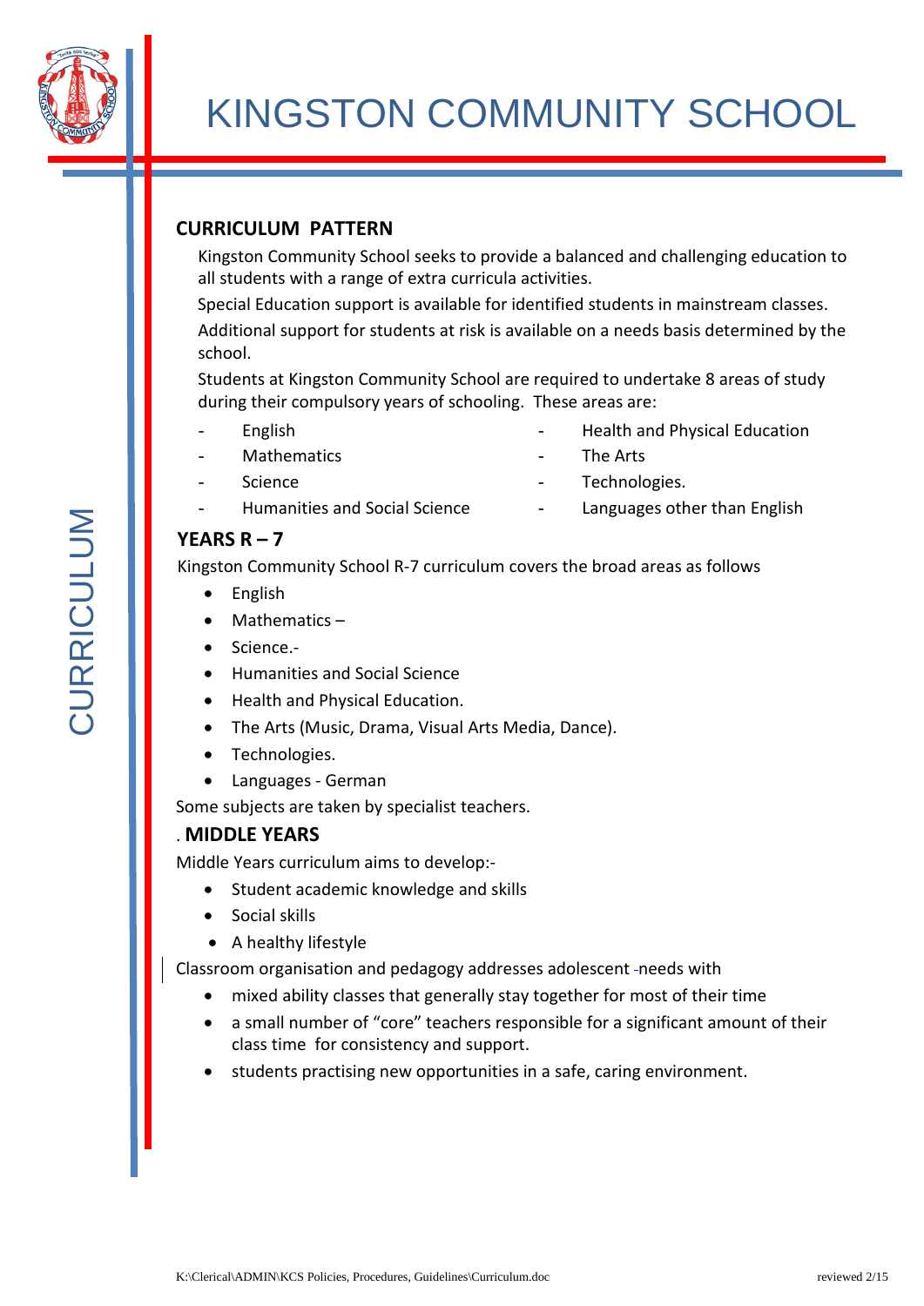# KINGSTON COMMUNITY SCHOOL

CURRICULUM

## CURRICULUM PATTERN

Kingston Community School seeks to provide a balanced and challenging education to all students with a range of extra curricula activities.

Special Education support is available for identified students in mainstream classes.

Additional support for students at risk is available on a needs basis determined by the school.

Students at Kingston Community School are required to undertake 8 areas of study during their compulsory years of schooling. These areas are:

- English
- Mathematics
- Science
- Humanities and Social Science
- Health and Physical Education
- The Arts
- Technologies.
- Languages other than English

## YEARS R – 7

Kingston Community School R-7 curriculum covers the broad areas as follows

- English
- Mathematics –
- Science.-
- Humanities and Social Science
- Health and Physical Education.
- The Arts (Music, Drama, Visual Arts Media, Dance).
- Technologies.
- Languages - German

Some subjects are taken by specialist teachers.

## . MIDDLE YEARS

Middle Years curriculum aims to develop:-

- Student academic knowledge and skills
- Social skills
- A healthy lifestyle

Classroom organisation and pedagogy addresses adolescent needs with

- mixed ability classes that generally stay together for most of their time
- a small number of "core" teachers responsible for a significant amount of their class time for consistency and support.
- students practising new opportunities in a safe, caring environment.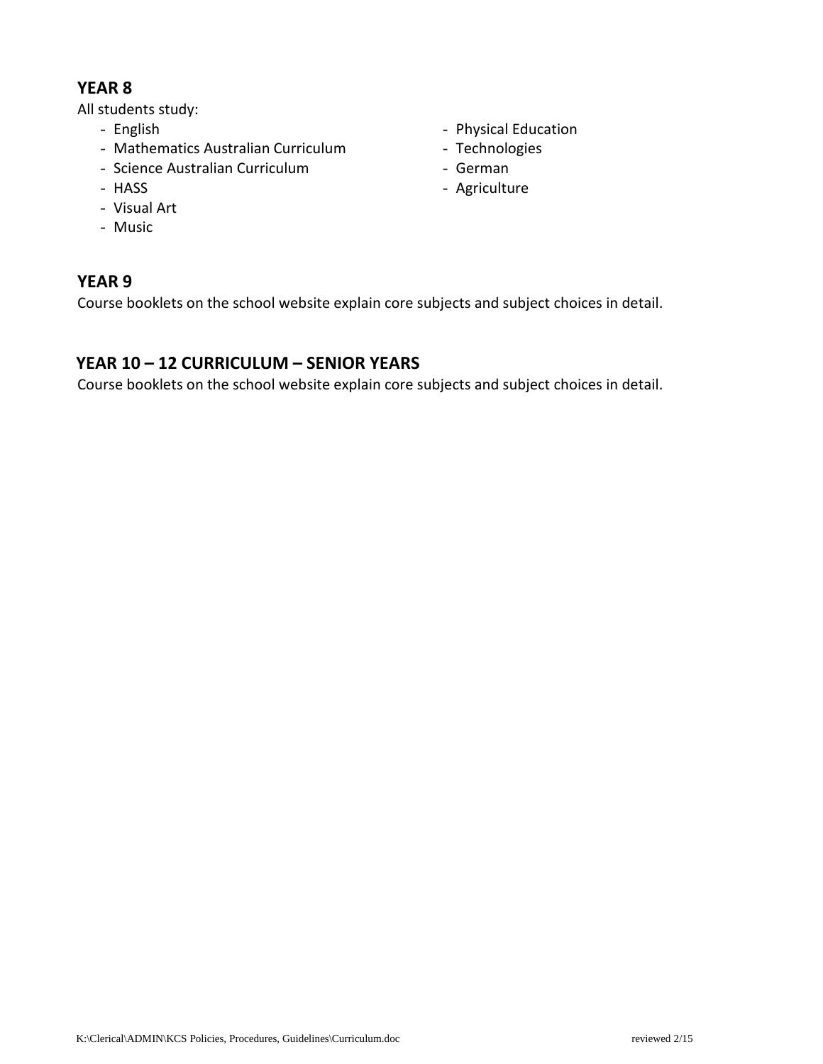## YEAR 8

All students study:

- English
- Mathematics Australian Curriculum
- Science Australian Curriculum
- HASS
- Visual Art
- Music
- Physical Education
- Technologies
- German
- Agriculture

## YEAR 9

Course booklets on the school website explain core subjects and subject choices in detail.

## YEAR 10 – 12 CURRICULUM – SENIOR YEARS

Course booklets on the school website explain core subjects and subject choices in detail.